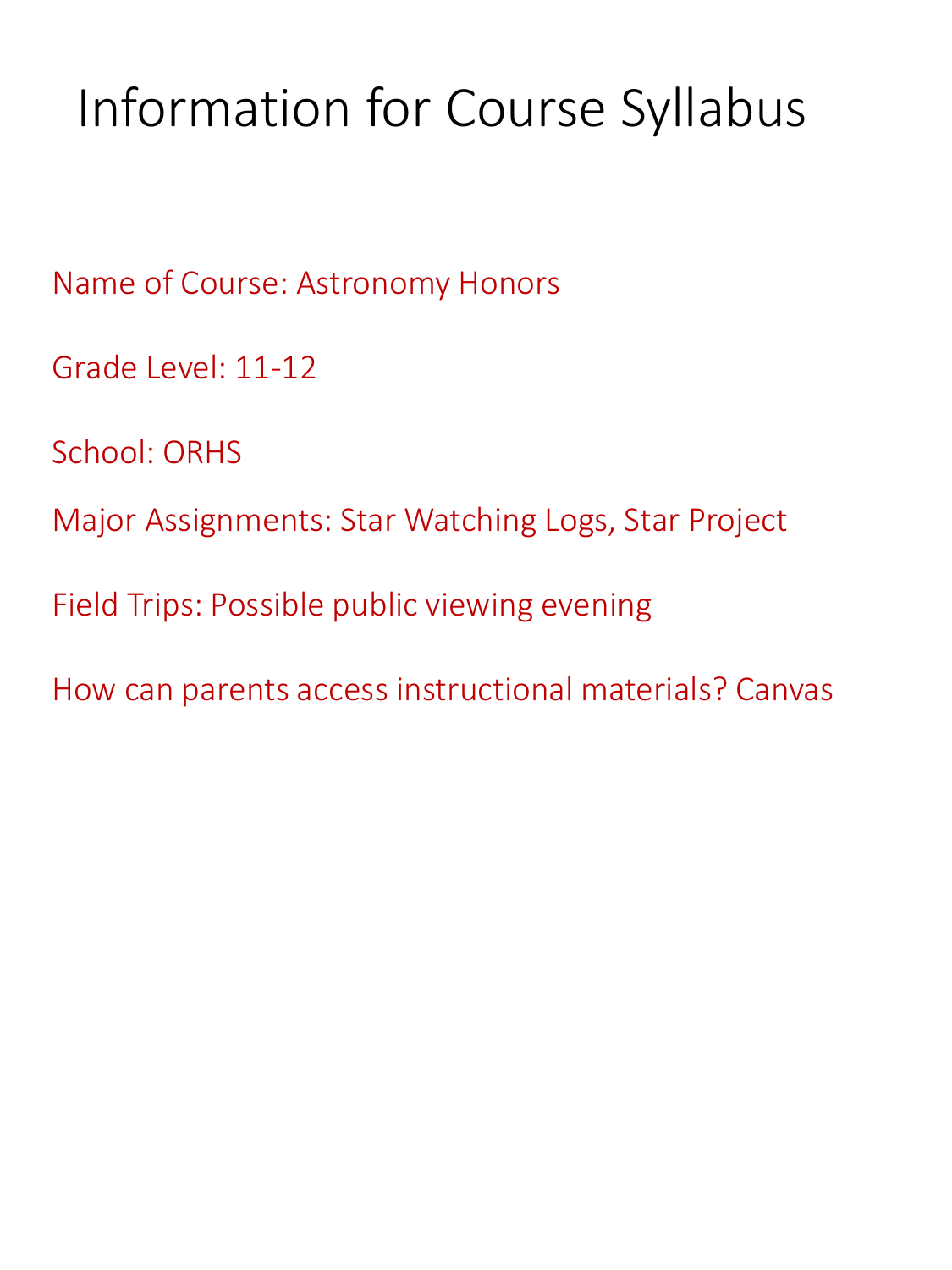# Information for Course Syllabus

Name of Course: Astronomy Honors

Grade Level: 11-12

School: ORHS

Major Assignments: Star Watching Logs, Star Project

Field Trips: Possible public viewing evening

How can parents access instructional materials? Canvas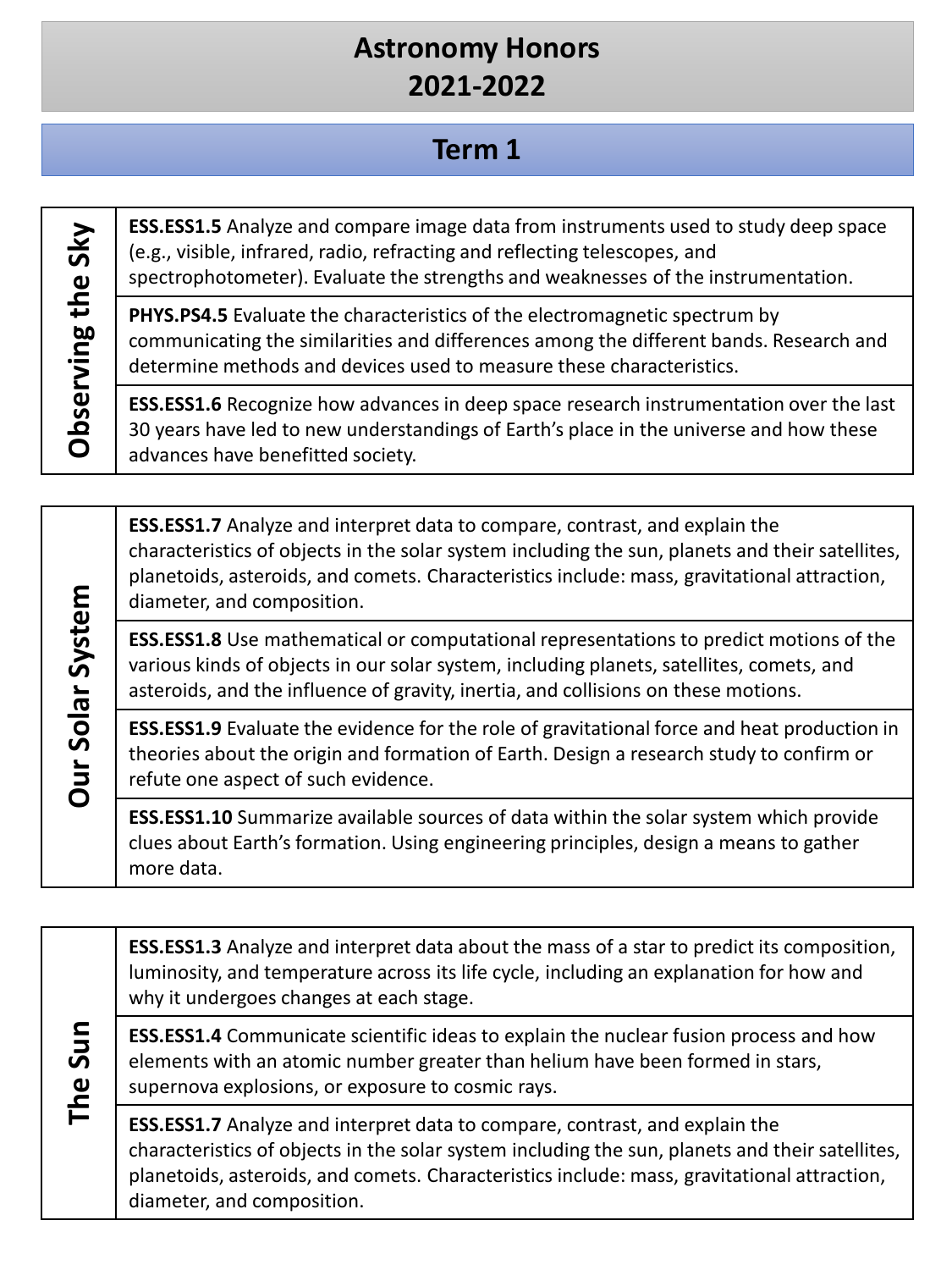# Astronomy Honors
# 2021-2022

## Term 1

| Observing the Sky | |
|---|---|
| | **ESS.ESS1.5** Analyze and compare image data from instruments used to study deep space (e.g., visible, infrared, radio, refracting and reflecting telescopes, and spectrophotometer). Evaluate the strengths and weaknesses of the instrumentation. |
| | **PHYS.PS4.5** Evaluate the characteristics of the electromagnetic spectrum by communicating the similarities and differences among the different bands. Research and determine methods and devices used to measure these characteristics. |
| | **ESS.ESS1.6** Recognize how advances in deep space research instrumentation over the last 30 years have led to new understandings of Earth's place in the universe and how these advances have benefitted society. |

| Our Solar System | |
|---|---|
| | **ESS.ESS1.7** Analyze and interpret data to compare, contrast, and explain the characteristics of objects in the solar system including the sun, planets and their satellites, planetoids, asteroids, and comets. Characteristics include: mass, gravitational attraction, diameter, and composition. |
| | **ESS.ESS1.8** Use mathematical or computational representations to predict motions of the various kinds of objects in our solar system, including planets, satellites, comets, and asteroids, and the influence of gravity, inertia, and collisions on these motions. |
| | **ESS.ESS1.9** Evaluate the evidence for the role of gravitational force and heat production in theories about the origin and formation of Earth. Design a research study to confirm or refute one aspect of such evidence. |
| | **ESS.ESS1.10** Summarize available sources of data within the solar system which provide clues about Earth's formation. Using engineering principles, design a means to gather more data. |

| The Sun | |
|---|---|
| | **ESS.ESS1.3** Analyze and interpret data about the mass of a star to predict its composition, luminosity, and temperature across its life cycle, including an explanation for how and why it undergoes changes at each stage. |
| | **ESS.ESS1.4** Communicate scientific ideas to explain the nuclear fusion process and how elements with an atomic number greater than helium have been formed in stars, supernova explosions, or exposure to cosmic rays. |
| | **ESS.ESS1.7** Analyze and interpret data to compare, contrast, and explain the characteristics of objects in the solar system including the sun, planets and their satellites, planetoids, asteroids, and comets. Characteristics include: mass, gravitational attraction, diameter, and composition. |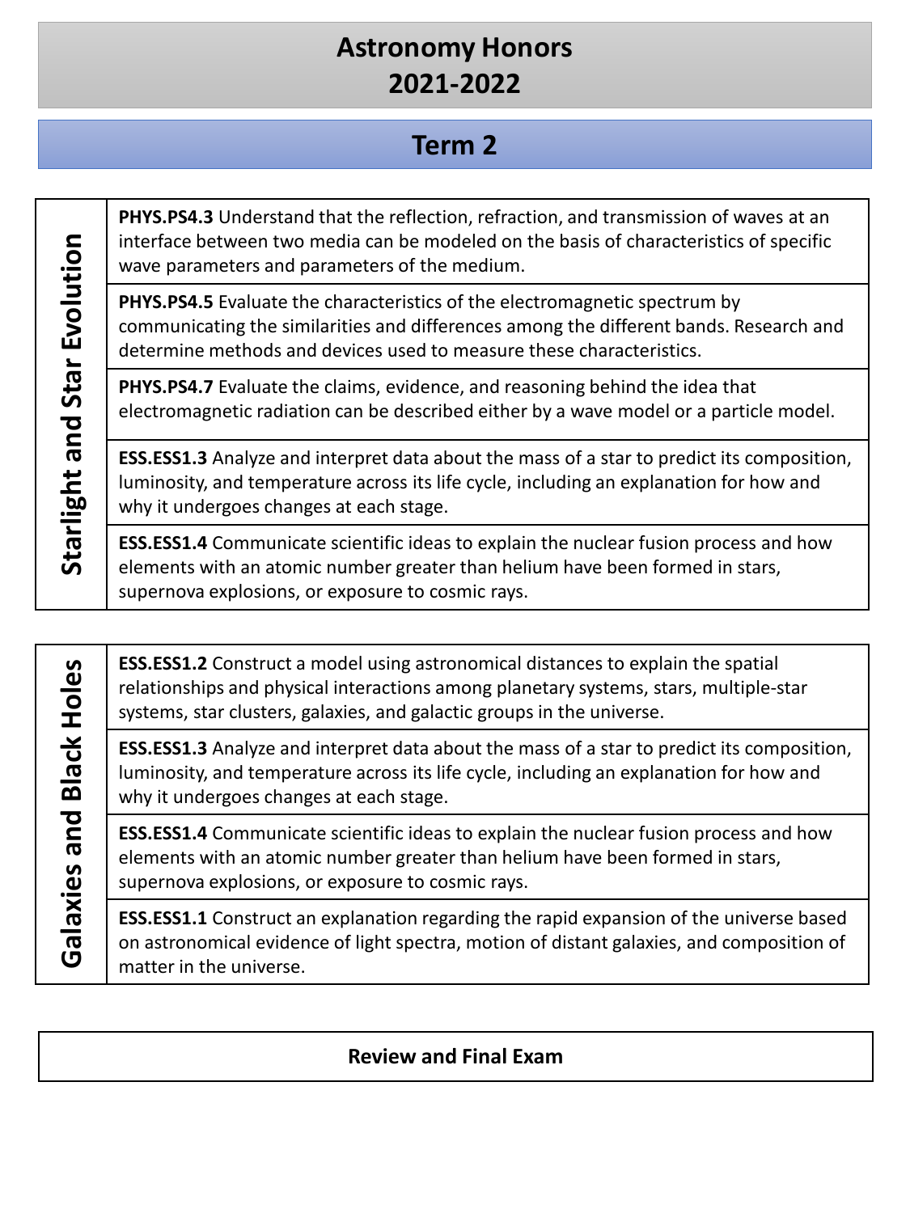# Astronomy Honors
# 2021-2022

## Term 2

| | |
|---|---|
| **Starlight and Star Evolution** | **PHYS.PS4.3** Understand that the reflection, refraction, and transmission of waves at an interface between two media can be modeled on the basis of characteristics of specific wave parameters and parameters of the medium. |
| | **PHYS.PS4.5** Evaluate the characteristics of the electromagnetic spectrum by communicating the similarities and differences among the different bands. Research and determine methods and devices used to measure these characteristics. |
| | **PHYS.PS4.7** Evaluate the claims, evidence, and reasoning behind the idea that electromagnetic radiation can be described either by a wave model or a particle model. |
| | **ESS.ESS1.3** Analyze and interpret data about the mass of a star to predict its composition, luminosity, and temperature across its life cycle, including an explanation for how and why it undergoes changes at each stage. |
| | **ESS.ESS1.4** Communicate scientific ideas to explain the nuclear fusion process and how elements with an atomic number greater than helium have been formed in stars, supernova explosions, or exposure to cosmic rays. |

| | |
|---|---|
| **Galaxies and Black Holes** | **ESS.ESS1.2** Construct a model using astronomical distances to explain the spatial relationships and physical interactions among planetary systems, stars, multiple-star systems, star clusters, galaxies, and galactic groups in the universe. |
| | **ESS.ESS1.3** Analyze and interpret data about the mass of a star to predict its composition, luminosity, and temperature across its life cycle, including an explanation for how and why it undergoes changes at each stage. |
| | **ESS.ESS1.4** Communicate scientific ideas to explain the nuclear fusion process and how elements with an atomic number greater than helium have been formed in stars, supernova explosions, or exposure to cosmic rays. |
| | **ESS.ESS1.1** Construct an explanation regarding the rapid expansion of the universe based on astronomical evidence of light spectra, motion of distant galaxies, and composition of matter in the universe. |

**Review and Final Exam**